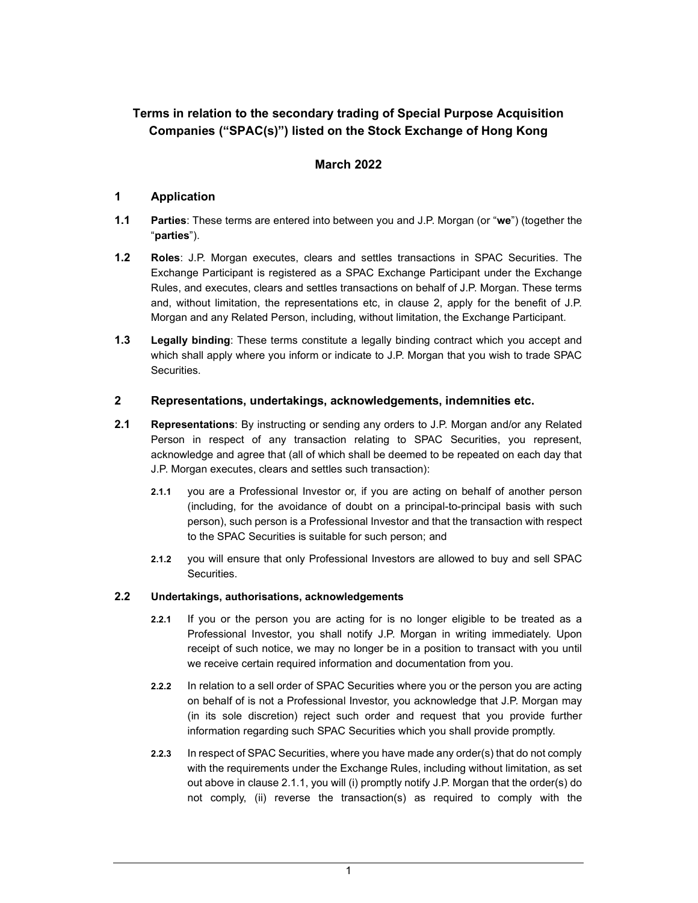# Terms in relation to the secondary trading of Special Purpose Acquisition Companies ("SPAC(s)") listed on the Stock Exchange of Hong Kong

**March 2022**

## 1 Application

**1.1** **Parties**: These terms are entered into between you and J.P. Morgan (or "**we**") (together the "**parties**").

**1.2** **Roles**: J.P. Morgan executes, clears and settles transactions in SPAC Securities. The Exchange Participant is registered as a SPAC Exchange Participant under the Exchange Rules, and executes, clears and settles transactions on behalf of J.P. Morgan. These terms and, without limitation, the representations etc, in clause 2, apply for the benefit of J.P. Morgan and any Related Person, including, without limitation, the Exchange Participant.

**1.3** **Legally binding**: These terms constitute a legally binding contract which you accept and which shall apply where you inform or indicate to J.P. Morgan that you wish to trade SPAC Securities.

## 2 Representations, undertakings, acknowledgements, indemnities etc.

**2.1** **Representations**: By instructing or sending any orders to J.P. Morgan and/or any Related Person in respect of any transaction relating to SPAC Securities, you represent, acknowledge and agree that (all of which shall be deemed to be repeated on each day that J.P. Morgan executes, clears and settles such transaction):

**2.1.1** you are a Professional Investor or, if you are acting on behalf of another person (including, for the avoidance of doubt on a principal-to-principal basis with such person), such person is a Professional Investor and that the transaction with respect to the SPAC Securities is suitable for such person; and

**2.1.2** you will ensure that only Professional Investors are allowed to buy and sell SPAC Securities.

**2.2** **Undertakings, authorisations, acknowledgements**

**2.2.1** If you or the person you are acting for is no longer eligible to be treated as a Professional Investor, you shall notify J.P. Morgan in writing immediately. Upon receipt of such notice, we may no longer be in a position to transact with you until we receive certain required information and documentation from you.

**2.2.2** In relation to a sell order of SPAC Securities where you or the person you are acting on behalf of is not a Professional Investor, you acknowledge that J.P. Morgan may (in its sole discretion) reject such order and request that you provide further information regarding such SPAC Securities which you shall provide promptly.

**2.2.3** In respect of SPAC Securities, where you have made any order(s) that do not comply with the requirements under the Exchange Rules, including without limitation, as set out above in clause 2.1.1, you will (i) promptly notify J.P. Morgan that the order(s) do not comply, (ii) reverse the transaction(s) as required to comply with the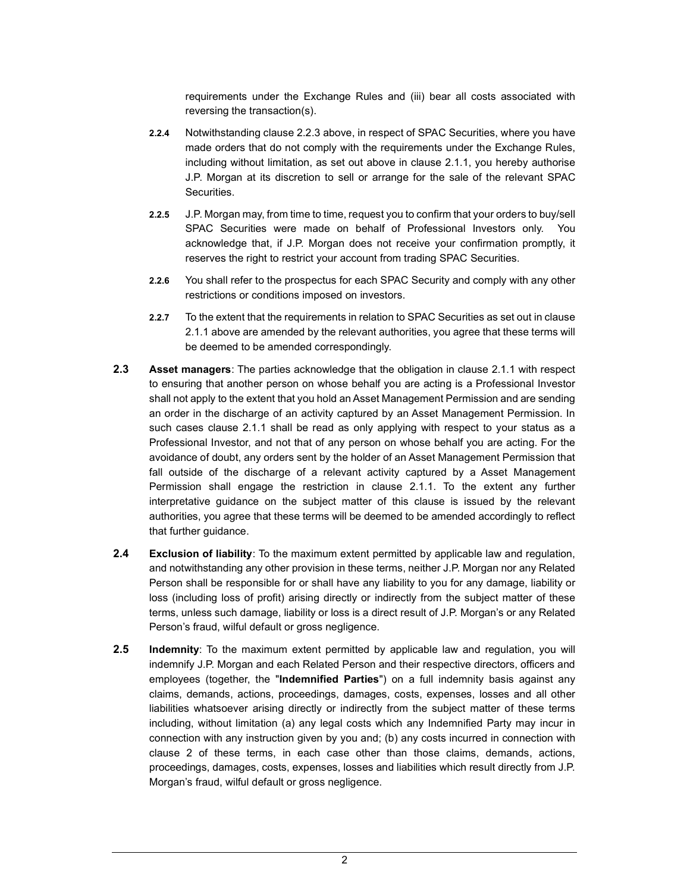requirements under the Exchange Rules and (iii) bear all costs associated with reversing the transaction(s).

**2.2.4** Notwithstanding clause 2.2.3 above, in respect of SPAC Securities, where you have made orders that do not comply with the requirements under the Exchange Rules, including without limitation, as set out above in clause 2.1.1, you hereby authorise J.P. Morgan at its discretion to sell or arrange for the sale of the relevant SPAC Securities.

**2.2.5** J.P. Morgan may, from time to time, request you to confirm that your orders to buy/sell SPAC Securities were made on behalf of Professional Investors only. You acknowledge that, if J.P. Morgan does not receive your confirmation promptly, it reserves the right to restrict your account from trading SPAC Securities.

**2.2.6** You shall refer to the prospectus for each SPAC Security and comply with any other restrictions or conditions imposed on investors.

**2.2.7** To the extent that the requirements in relation to SPAC Securities as set out in clause 2.1.1 above are amended by the relevant authorities, you agree that these terms will be deemed to be amended correspondingly.

**2.3** **Asset managers**: The parties acknowledge that the obligation in clause 2.1.1 with respect to ensuring that another person on whose behalf you are acting is a Professional Investor shall not apply to the extent that you hold an Asset Management Permission and are sending an order in the discharge of an activity captured by an Asset Management Permission. In such cases clause 2.1.1 shall be read as only applying with respect to your status as a Professional Investor, and not that of any person on whose behalf you are acting. For the avoidance of doubt, any orders sent by the holder of an Asset Management Permission that fall outside of the discharge of a relevant activity captured by a Asset Management Permission shall engage the restriction in clause 2.1.1. To the extent any further interpretative guidance on the subject matter of this clause is issued by the relevant authorities, you agree that these terms will be deemed to be amended accordingly to reflect that further guidance.

**2.4** **Exclusion of liability**: To the maximum extent permitted by applicable law and regulation, and notwithstanding any other provision in these terms, neither J.P. Morgan nor any Related Person shall be responsible for or shall have any liability to you for any damage, liability or loss (including loss of profit) arising directly or indirectly from the subject matter of these terms, unless such damage, liability or loss is a direct result of J.P. Morgan's or any Related Person's fraud, wilful default or gross negligence.

**2.5** **Indemnity**: To the maximum extent permitted by applicable law and regulation, you will indemnify J.P. Morgan and each Related Person and their respective directors, officers and employees (together, the "**Indemnified Parties**") on a full indemnity basis against any claims, demands, actions, proceedings, damages, costs, expenses, losses and all other liabilities whatsoever arising directly or indirectly from the subject matter of these terms including, without limitation (a) any legal costs which any Indemnified Party may incur in connection with any instruction given by you and; (b) any costs incurred in connection with clause 2 of these terms, in each case other than those claims, demands, actions, proceedings, damages, costs, expenses, losses and liabilities which result directly from J.P. Morgan's fraud, wilful default or gross negligence.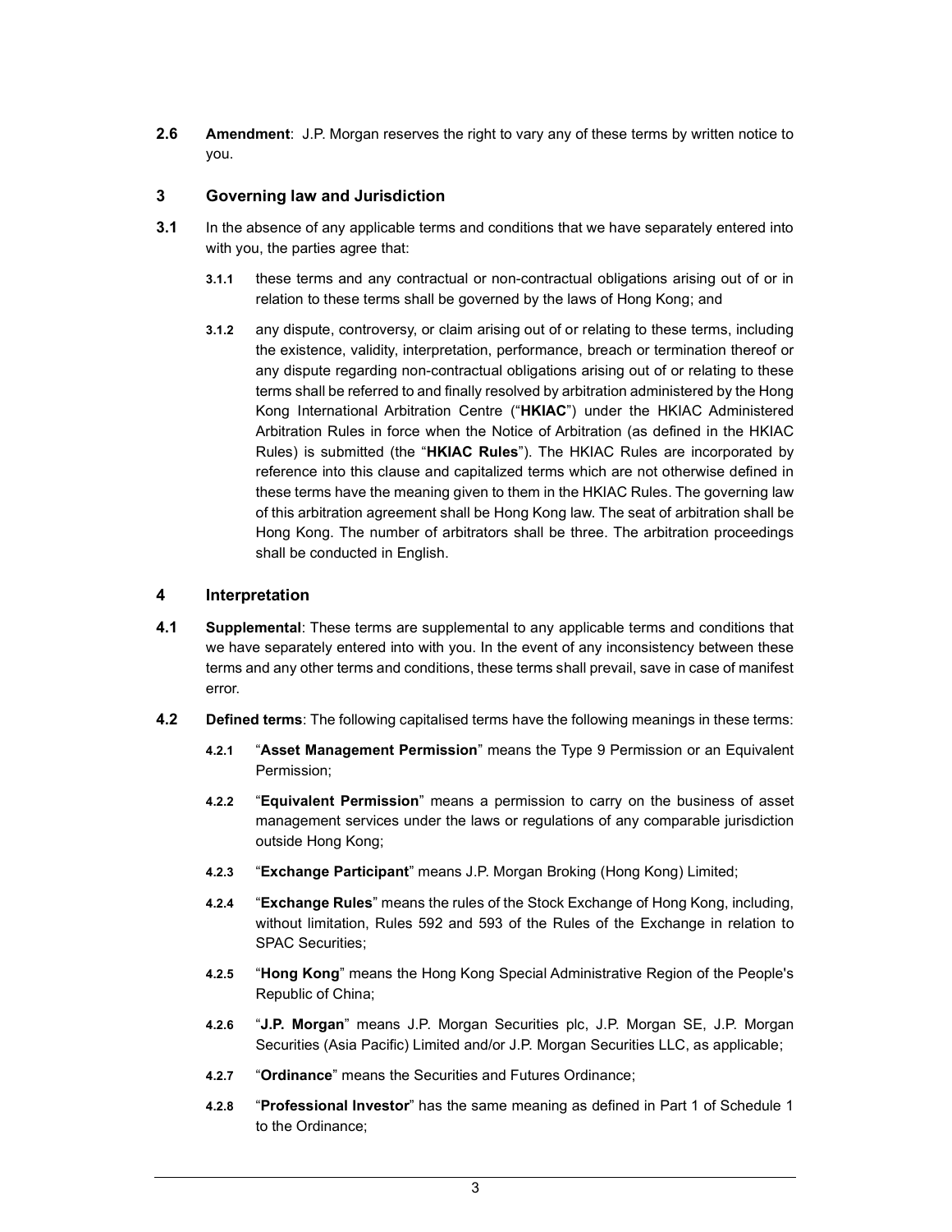**2.6** **Amendment**: J.P. Morgan reserves the right to vary any of these terms by written notice to you.

## 3 Governing law and Jurisdiction

**3.1** In the absence of any applicable terms and conditions that we have separately entered into with you, the parties agree that:

**3.1.1** these terms and any contractual or non-contractual obligations arising out of or in relation to these terms shall be governed by the laws of Hong Kong; and

**3.1.2** any dispute, controversy, or claim arising out of or relating to these terms, including the existence, validity, interpretation, performance, breach or termination thereof or any dispute regarding non-contractual obligations arising out of or relating to these terms shall be referred to and finally resolved by arbitration administered by the Hong Kong International Arbitration Centre ("**HKIAC**") under the HKIAC Administered Arbitration Rules in force when the Notice of Arbitration (as defined in the HKIAC Rules) is submitted (the "**HKIAC Rules**"). The HKIAC Rules are incorporated by reference into this clause and capitalized terms which are not otherwise defined in these terms have the meaning given to them in the HKIAC Rules. The governing law of this arbitration agreement shall be Hong Kong law. The seat of arbitration shall be Hong Kong. The number of arbitrators shall be three. The arbitration proceedings shall be conducted in English.

## 4 Interpretation

**4.1** **Supplemental**: These terms are supplemental to any applicable terms and conditions that we have separately entered into with you. In the event of any inconsistency between these terms and any other terms and conditions, these terms shall prevail, save in case of manifest error.

**4.2** **Defined terms**: The following capitalised terms have the following meanings in these terms:

**4.2.1** "**Asset Management Permission**" means the Type 9 Permission or an Equivalent Permission;

**4.2.2** "**Equivalent Permission**" means a permission to carry on the business of asset management services under the laws or regulations of any comparable jurisdiction outside Hong Kong;

**4.2.3** "**Exchange Participant**" means J.P. Morgan Broking (Hong Kong) Limited;

**4.2.4** "**Exchange Rules**" means the rules of the Stock Exchange of Hong Kong, including, without limitation, Rules 592 and 593 of the Rules of the Exchange in relation to SPAC Securities;

**4.2.5** "**Hong Kong**" means the Hong Kong Special Administrative Region of the People's Republic of China;

**4.2.6** "**J.P. Morgan**" means J.P. Morgan Securities plc, J.P. Morgan SE, J.P. Morgan Securities (Asia Pacific) Limited and/or J.P. Morgan Securities LLC, as applicable;

**4.2.7** "**Ordinance**" means the Securities and Futures Ordinance;

**4.2.8** "**Professional Investor**" has the same meaning as defined in Part 1 of Schedule 1 to the Ordinance;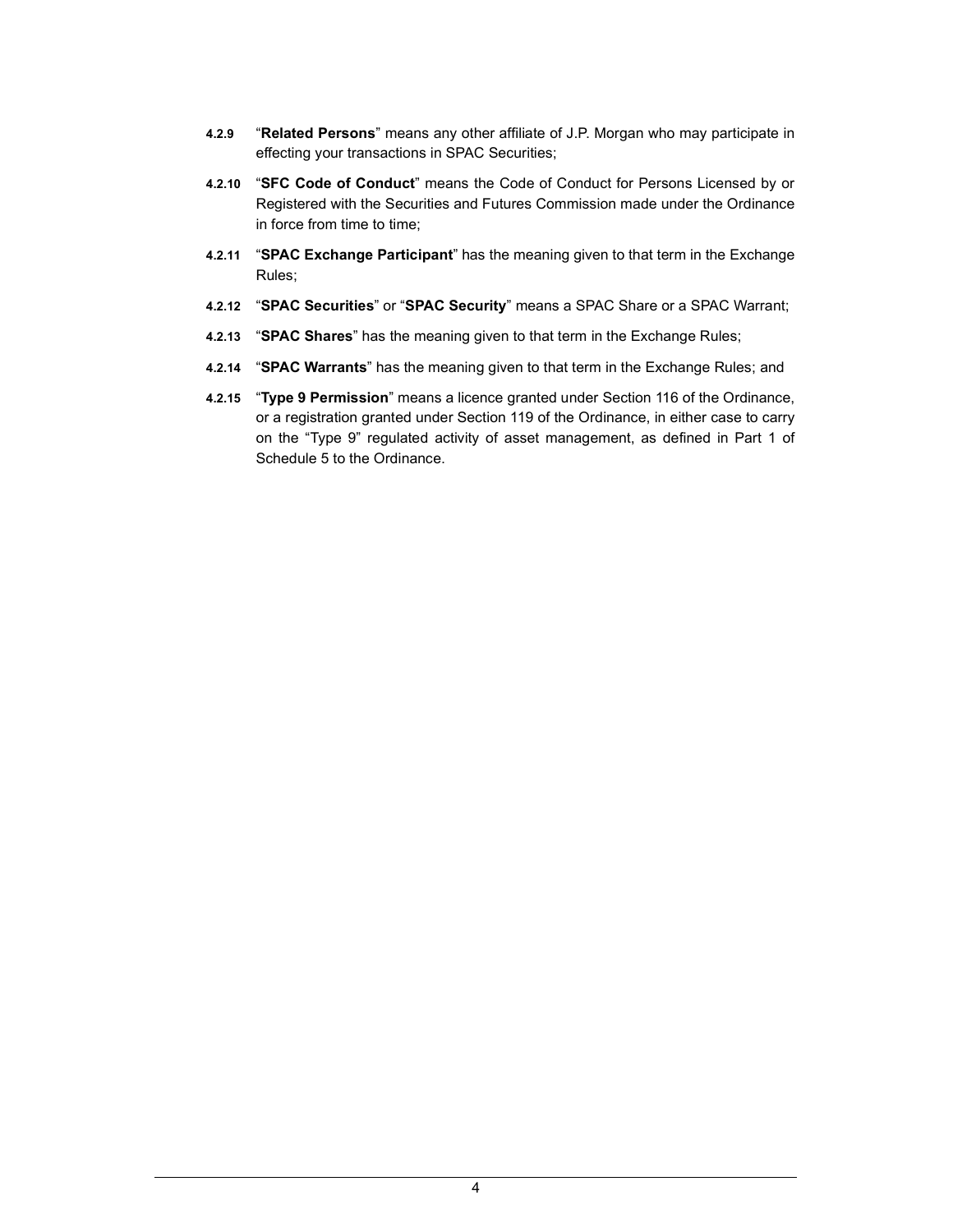**4.2.9** "**Related Persons**" means any other affiliate of J.P. Morgan who may participate in effecting your transactions in SPAC Securities;

**4.2.10** "**SFC Code of Conduct**" means the Code of Conduct for Persons Licensed by or Registered with the Securities and Futures Commission made under the Ordinance in force from time to time;

**4.2.11** "**SPAC Exchange Participant**" has the meaning given to that term in the Exchange Rules;

**4.2.12** "**SPAC Securities**" or "**SPAC Security**" means a SPAC Share or a SPAC Warrant;

**4.2.13** "**SPAC Shares**" has the meaning given to that term in the Exchange Rules;

**4.2.14** "**SPAC Warrants**" has the meaning given to that term in the Exchange Rules; and

**4.2.15** "**Type 9 Permission**" means a licence granted under Section 116 of the Ordinance, or a registration granted under Section 119 of the Ordinance, in either case to carry on the "Type 9" regulated activity of asset management, as defined in Part 1 of Schedule 5 to the Ordinance.